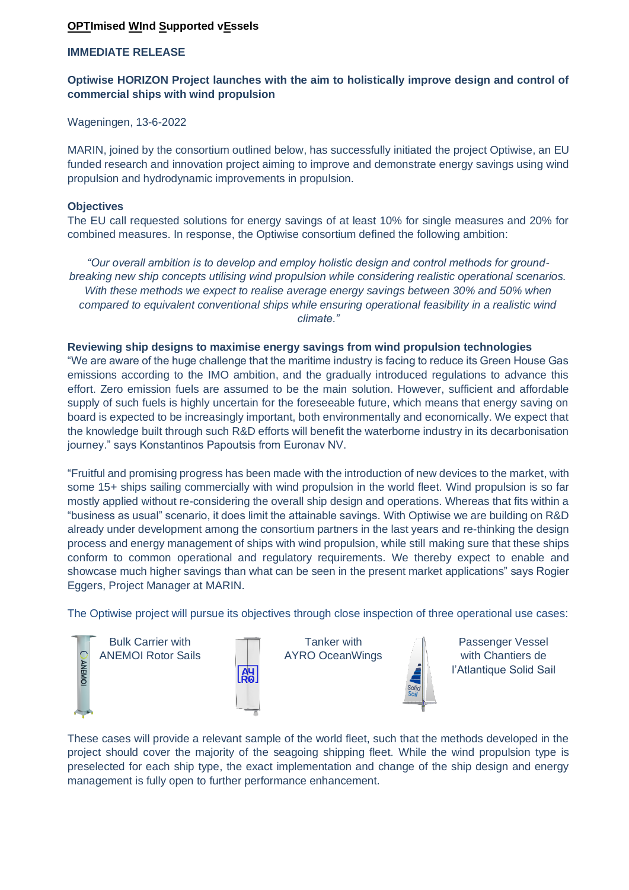**OPTImised WInd Supported vEssels**

**IMMEDIATE RELEASE**

**Optiwise HORIZON Project launches with the aim to holistically improve design and control of commercial ships with wind propulsion**

Wageningen, 13-6-2022

MARIN, joined by the consortium outlined below, has successfully initiated the project Optiwise, an EU funded research and innovation project aiming to improve and demonstrate energy savings using wind propulsion and hydrodynamic improvements in propulsion.

**Objectives**

The EU call requested solutions for energy savings of at least 10% for single measures and 20% for combined measures. In response, the Optiwise consortium defined the following ambition:

> *"Our overall ambition is to develop and employ holistic design and control methods for ground-breaking new ship concepts utilising wind propulsion while considering realistic operational scenarios. With these methods we expect to realise average energy savings between 30% and 50% when compared to equivalent conventional ships while ensuring operational feasibility in a realistic wind climate."*

**Reviewing ship designs to maximise energy savings from wind propulsion technologies**

"We are aware of the huge challenge that the maritime industry is facing to reduce its Green House Gas emissions according to the IMO ambition, and the gradually introduced regulations to advance this effort. Zero emission fuels are assumed to be the main solution. However, sufficient and affordable supply of such fuels is highly uncertain for the foreseeable future, which means that energy saving on board is expected to be increasingly important, both environmentally and economically. We expect that the knowledge built through such R&D efforts will benefit the waterborne industry in its decarbonisation journey." says Konstantinos Papoutsis from Euronav NV.

"Fruitful and promising progress has been made with the introduction of new devices to the market, with some 15+ ships sailing commercially with wind propulsion in the world fleet. Wind propulsion is so far mostly applied without re-considering the overall ship design and operations. Whereas that fits within a "business as usual" scenario, it does limit the attainable savings. With Optiwise we are building on R&D already under development among the consortium partners in the last years and re-thinking the design process and energy management of ships with wind propulsion, while still making sure that these ships conform to common operational and regulatory requirements. We thereby expect to enable and showcase much higher savings than what can be seen in the present market applications" says Rogier Eggers, Project Manager at MARIN.

The Optiwise project will pursue its objectives through close inspection of three operational use cases:

- Bulk Carrier with ANEMOI Rotor Sails
- Tanker with AYRO OceanWings
- Passenger Vessel with Chantiers de l'Atlantique Solid Sail

These cases will provide a relevant sample of the world fleet, such that the methods developed in the project should cover the majority of the seagoing shipping fleet. While the wind propulsion type is preselected for each ship type, the exact implementation and change of the ship design and energy management is fully open to further performance enhancement.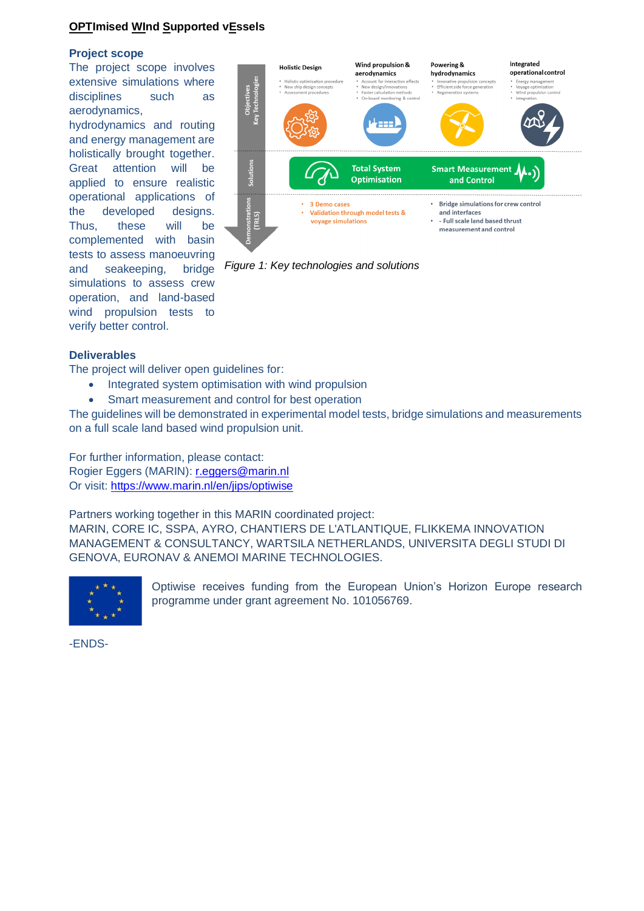**OPTImised WInd Supported vEssels**

## Project scope

The project scope involves extensive simulations where disciplines such as aerodynamics, hydrodynamics and routing and energy management are holistically brought together. Great attention will be applied to ensure realistic operational applications of the developed designs. Thus, these will be complemented with basin tests to assess manoeuvring and seakeeping, bridge simulations to assess crew operation, and land-based wind propulsion tests to verify better control.

Objectives
Key technologies

Holistic Design
- Holistic optimisation procedure
- New ship design concepts
- Assessment procedures

Wind propulsion & aerodynamics
- Account for interaction effects
- New design/innovations
- Faster calculation methods
- On-board monitoring & control

Powering & hydrodynamics
- Innovative propulsion concepts
- Efficient side force generation
- Regeneration systems

Integrated operational control
- Energy management
- Voyage optimisation
- Wind propulsion control
- Integration

Solutions

Total System Optimisation

Smart Measurement and Control

Demonstrations (TRL5)

- 3 Demo cases
- Validation through model tests & voyage simulations

- Bridge simulations for crew control and interfaces
- - Full scale land based thrust measurement and control

*Figure 1: Key technologies and solutions*

## Deliverables

The project will deliver open guidelines for:

- Integrated system optimisation with wind propulsion
- Smart measurement and control for best operation

The guidelines will be demonstrated in experimental model tests, bridge simulations and measurements on a full scale land based wind propulsion unit.

For further information, please contact:
Rogier Eggers (MARIN): r.eggers@marin.nl
Or visit: https://www.marin.nl/en/jips/optiwise

Partners working together in this MARIN coordinated project:
MARIN, CORE IC, SSPA, AYRO, CHANTIERS DE L'ATLANTIQUE, FLIKKEMA INNOVATION MANAGEMENT & CONSULTANCY, WARTSILA NETHERLANDS, UNIVERSITA DEGLI STUDI DI GENOVA, EURONAV & ANEMOI MARINE TECHNOLOGIES.

Optiwise receives funding from the European Union's Horizon Europe research programme under grant agreement No. 101056769.

-ENDS-